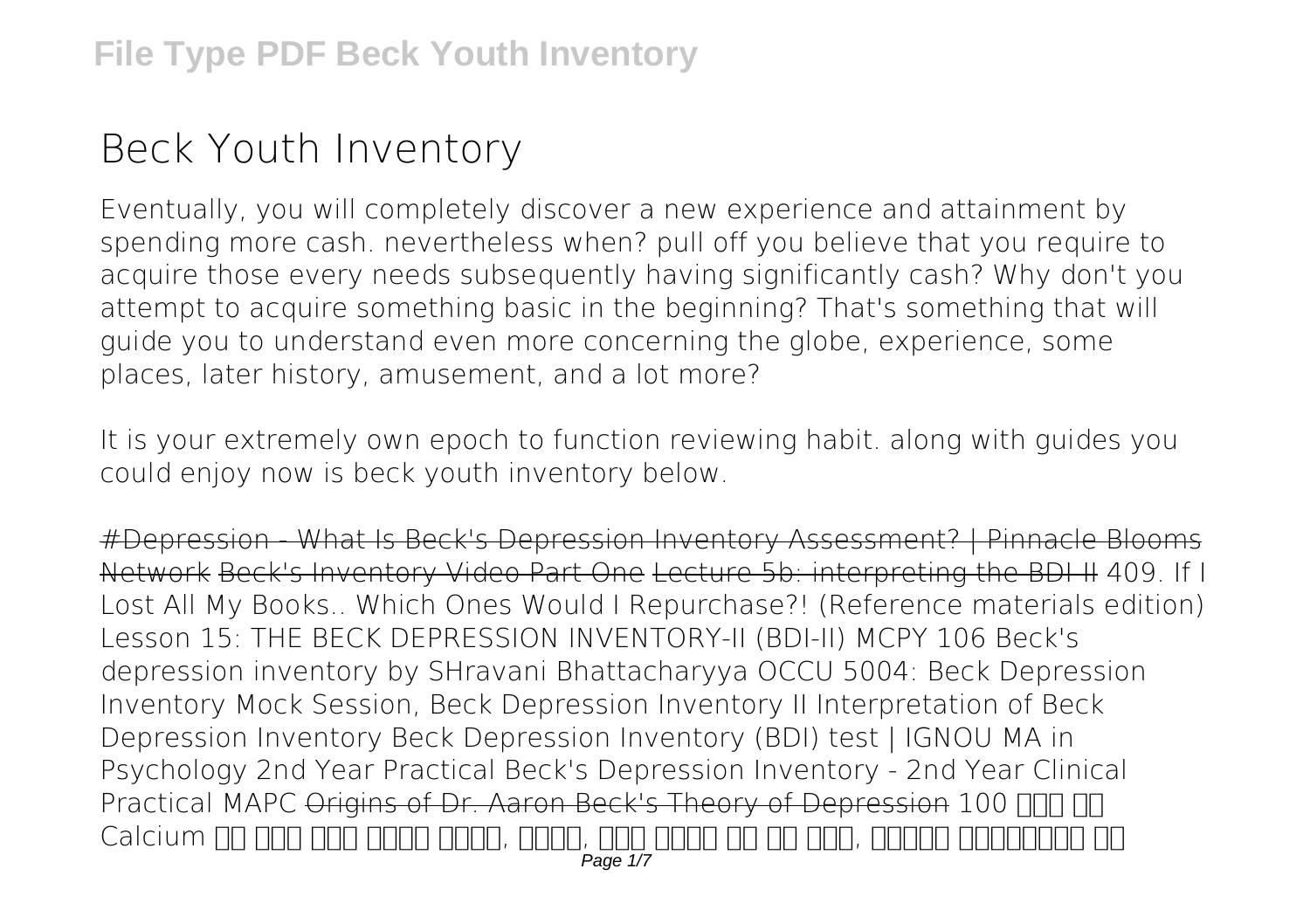# Beck Youth Inventory

Eventually, you will completely discover a new experience and attainment by spending more cash. nevertheless when? pull off you believe that you require to acquire those every needs subsequently having significantly cash? Why don't you attempt to acquire something basic in the beginning? That's something that will guide you to understand even more concerning the globe, experience, some places, later history, amusement, and a lot more?

It is your extremely own epoch to function reviewing habit. along with guides you could enjoy now is beck youth inventory below.

~~#Depression - What Is Beck's Depression Inventory Assessment? | Pinnacle Blooms Network~~ ~~Beck's Inventory Video Part One~~ ~~Lecture 5b: interpreting the BDI-II~~ 409. If I Lost All My Books.. Which Ones Would I Repurchase?! (Reference materials edition) Lesson 15: THE BECK DEPRESSION INVENTORY-II (BDI-II) MCPY 106 Beck's depression inventory by SHravani Bhattacharyya OCCU 5004: Beck Depression Inventory Mock Session, Beck Depression Inventory II Interpretation of Beck Depression Inventory Beck Depression Inventory (BDI) test | IGNOU MA in Psychology 2nd Year Practical Beck's Depression Inventory - 2nd Year Clinical Practical MAPC ~~Origins of Dr. Aaron Beck's Theory of Depression~~ 100 □□□ □□ Calcium □□ □□□ □□□ □□□□ □□□□, □□□□, □□□ □□□□ □□ □□ □□□, □□□□□ □□□□□□□ □□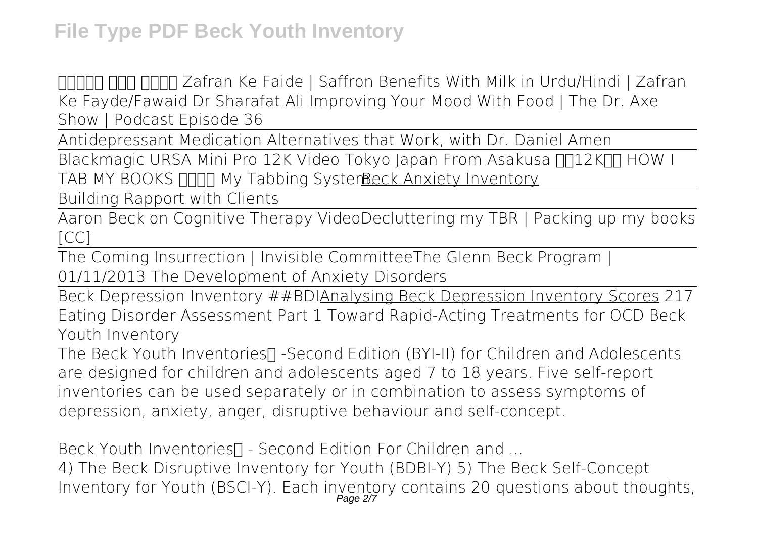**File Type PDF Beck Youth Inventory**

زعفران کے فوائد Zafran Ke Faide | Saffron Benefits With Milk in Urdu/Hindi | Zafran Ke Fayde/Fawaid Dr Sharafat Ali Improving Your Mood With Food | The Dr. Axe Show | Podcast Episode 36

Antidepressant Medication Alternatives that Work, with Dr. Daniel Amen

Blackmagic URSA Mini Pro 12K Video Tokyo Japan From Asakusa 浅草12K映像 HOW I TAB MY BOOKS My Tabbing System Beck Anxiety Inventory

Building Rapport with Clients

Aaron Beck on Cognitive Therapy Video Decluttering my TBR | Packing up my books [CC]

The Coming Insurrection | Invisible Committee The Glenn Beck Program | 01/11/2013 The Development of Anxiety Disorders

Beck Depression Inventory ##BDI Analysing Beck Depression Inventory Scores 217 Eating Disorder Assessment Part 1 Toward Rapid-Acting Treatments for OCD Beck Youth Inventory

The Beck Youth Inventories™ -Second Edition (BYI-II) for Children and Adolescents are designed for children and adolescents aged 7 to 18 years. Five self-report inventories can be used separately or in combination to assess symptoms of depression, anxiety, anger, disruptive behaviour and self-concept.

Beck Youth Inventories™ - Second Edition For Children and ...

4) The Beck Disruptive Inventory for Youth (BDBI-Y) 5) The Beck Self-Concept Inventory for Youth (BSCI-Y). Each inventory contains 20 questions about thoughts,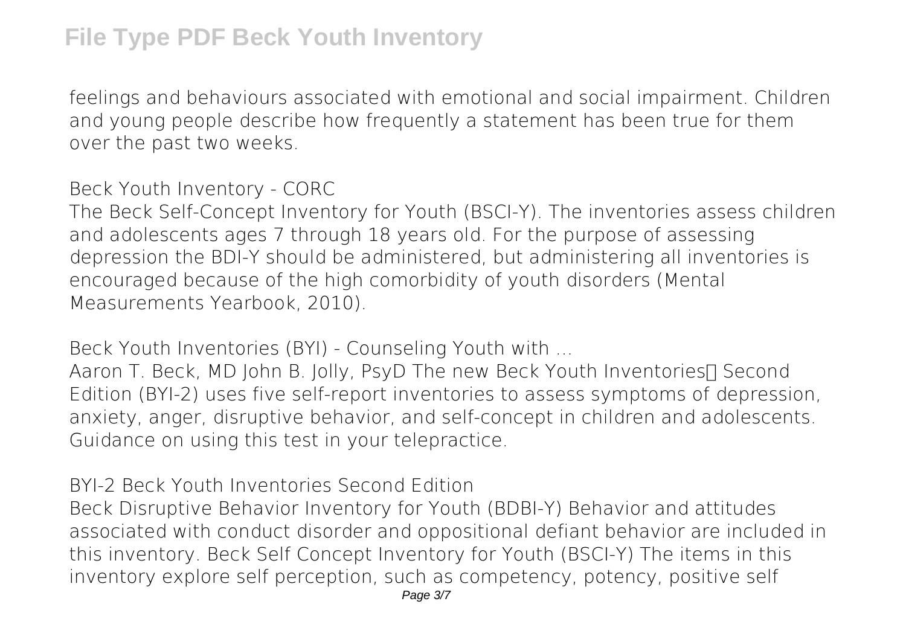feelings and behaviours associated with emotional and social impairment. Children and young people describe how frequently a statement has been true for them over the past two weeks.

**Beck Youth Inventory - CORC**

The Beck Self-Concept Inventory for Youth (BSCI-Y). The inventories assess children and adolescents ages 7 through 18 years old. For the purpose of assessing depression the BDI-Y should be administered, but administering all inventories is encouraged because of the high comorbidity of youth disorders (Mental Measurements Yearbook, 2010).

**Beck Youth Inventories (BYI) - Counseling Youth with ...**

Aaron T. Beck, MD John B. Jolly, PsyD The new Beck Youth Inventories™ Second Edition (BYI-2) uses five self-report inventories to assess symptoms of depression, anxiety, anger, disruptive behavior, and self-concept in children and adolescents. Guidance on using this test in your telepractice.

**BYI-2 Beck Youth Inventories Second Edition**

Beck Disruptive Behavior Inventory for Youth (BDBI-Y) Behavior and attitudes associated with conduct disorder and oppositional defiant behavior are included in this inventory. Beck Self Concept Inventory for Youth (BSCI-Y) The items in this inventory explore self perception, such as competency, potency, positive self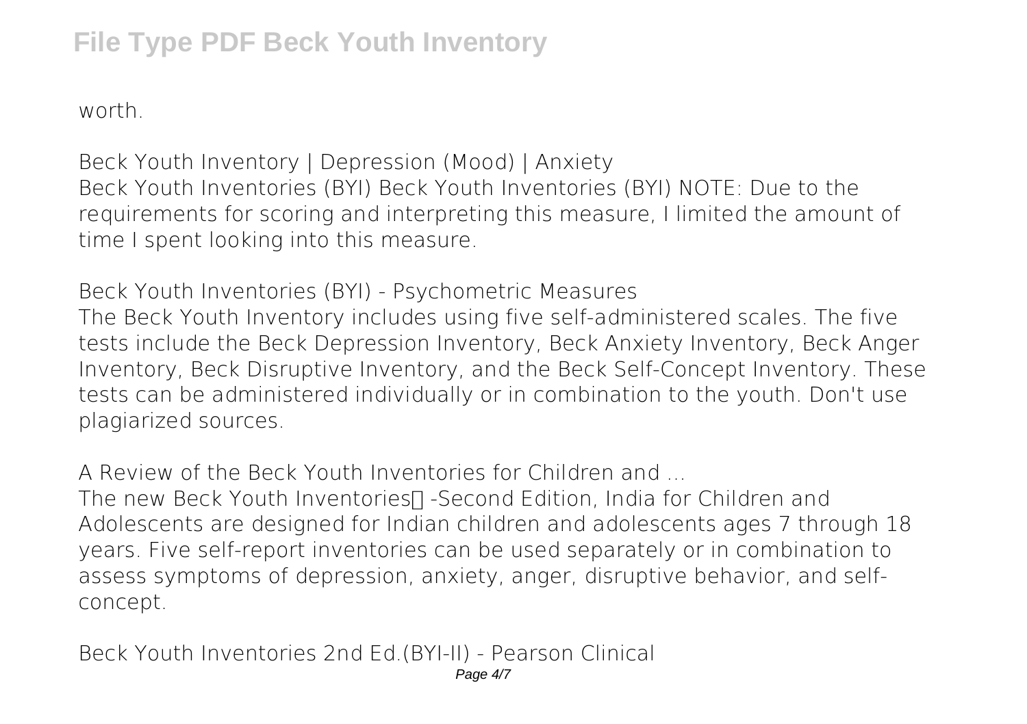worth.

**Beck Youth Inventory | Depression (Mood) | Anxiety**

Beck Youth Inventories (BYI) Beck Youth Inventories (BYI) NOTE: Due to the requirements for scoring and interpreting this measure, I limited the amount of time I spent looking into this measure.

**Beck Youth Inventories (BYI) - Psychometric Measures**

The Beck Youth Inventory includes using five self-administered scales. The five tests include the Beck Depression Inventory, Beck Anxiety Inventory, Beck Anger Inventory, Beck Disruptive Inventory, and the Beck Self-Concept Inventory. These tests can be administered individually or in combination to the youth. Don't use plagiarized sources.

**A Review of the Beck Youth Inventories for Children and ...**

The new Beck Youth Inventories™ -Second Edition, India for Children and Adolescents are designed for Indian children and adolescents ages 7 through 18 years. Five self-report inventories can be used separately or in combination to assess symptoms of depression, anxiety, anger, disruptive behavior, and self-concept.

**Beck Youth Inventories 2nd Ed.(BYI-II) - Pearson Clinical**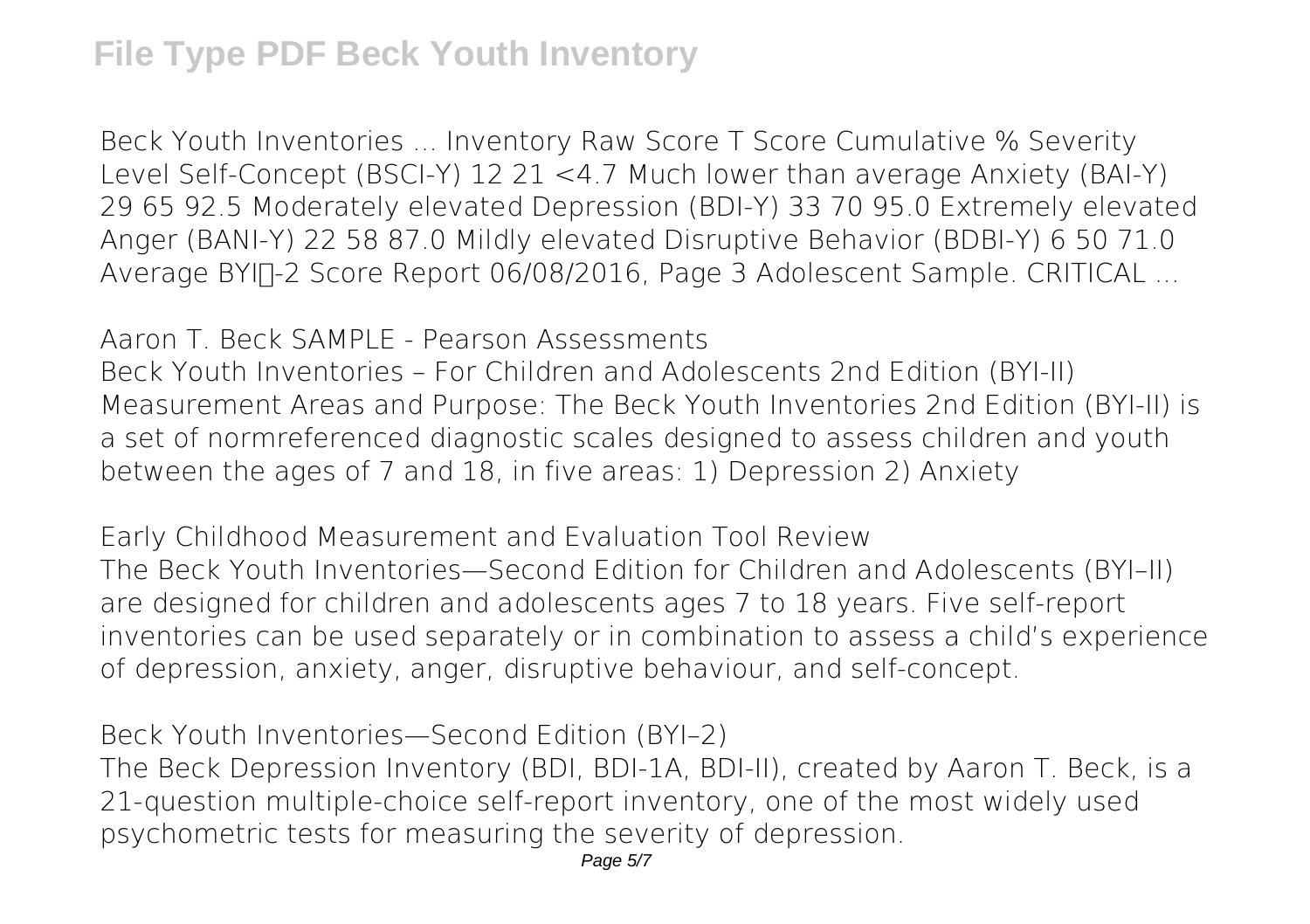Beck Youth Inventories ... Inventory Raw Score T Score Cumulative % Severity Level Self-Concept (BSCI-Y) 12 21 <4.7 Much lower than average Anxiety (BAI-Y) 29 65 92.5 Moderately elevated Depression (BDI-Y) 33 70 95.0 Extremely elevated Anger (BANI-Y) 22 58 87.0 Mildly elevated Disruptive Behavior (BDBI-Y) 6 50 71.0 Average BYI�-2 Score Report 06/08/2016, Page 3 Adolescent Sample. CRITICAL ...

## Aaron T. Beck SAMPLE - Pearson Assessments

Beck Youth Inventories – For Children and Adolescents 2nd Edition (BYI-II) Measurement Areas and Purpose: The Beck Youth Inventories 2nd Edition (BYI-II) is a set of normreferenced diagnostic scales designed to assess children and youth between the ages of 7 and 18, in five areas: 1) Depression 2) Anxiety

## Early Childhood Measurement and Evaluation Tool Review

The Beck Youth Inventories—Second Edition for Children and Adolescents (BYI–II) are designed for children and adolescents ages 7 to 18 years. Five self-report inventories can be used separately or in combination to assess a child's experience of depression, anxiety, anger, disruptive behaviour, and self-concept.

## Beck Youth Inventories—Second Edition (BYI–2)

The Beck Depression Inventory (BDI, BDI-1A, BDI-II), created by Aaron T. Beck, is a 21-question multiple-choice self-report inventory, one of the most widely used psychometric tests for measuring the severity of depression.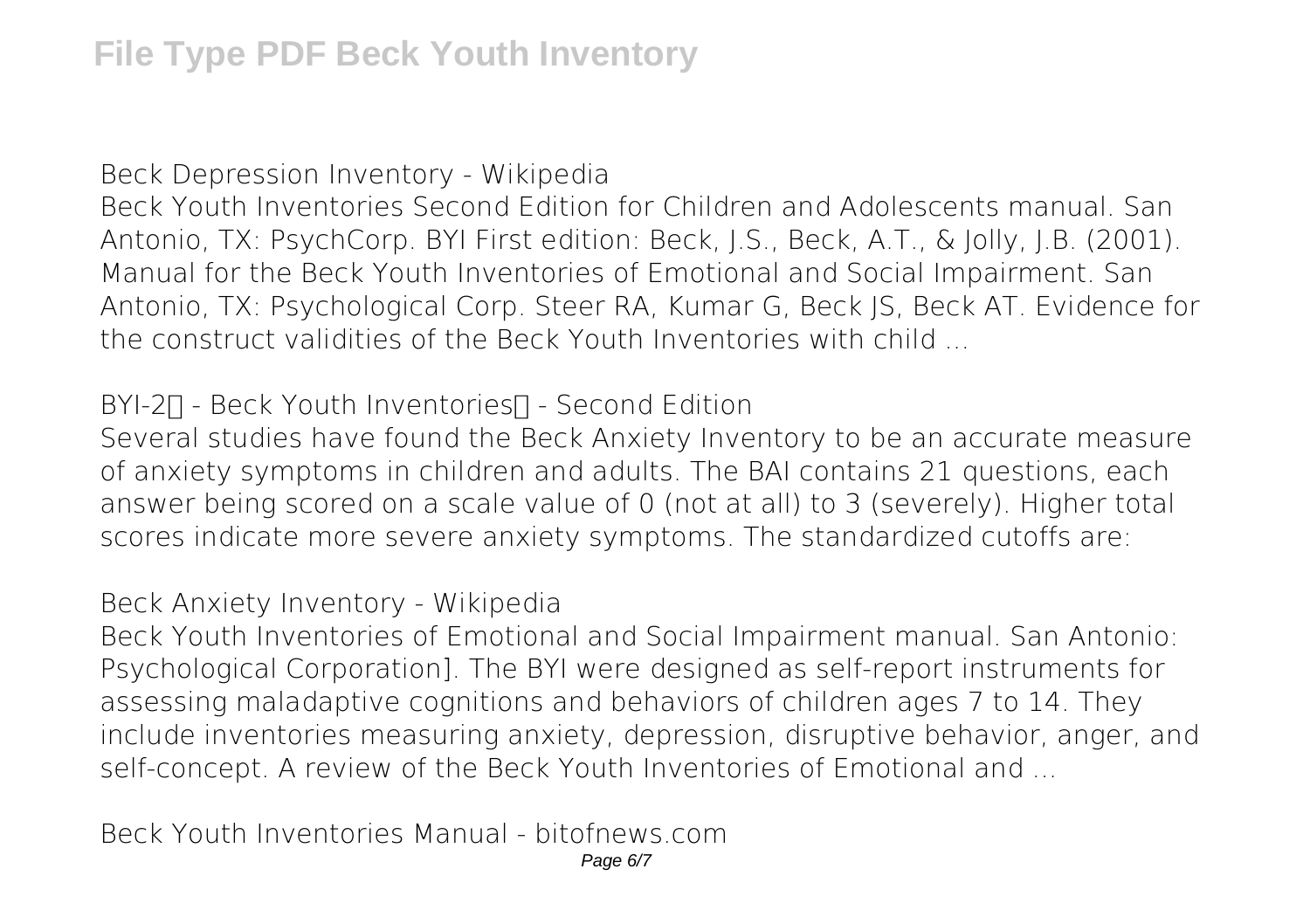**Beck Depression Inventory - Wikipedia**

Beck Youth Inventories Second Edition for Children and Adolescents manual. San Antonio, TX: PsychCorp. BYI First edition: Beck, J.S., Beck, A.T., & Jolly, J.B. (2001). Manual for the Beck Youth Inventories of Emotional and Social Impairment. San Antonio, TX: Psychological Corp. Steer RA, Kumar G, Beck JS, Beck AT. Evidence for the construct validities of the Beck Youth Inventories with child ...

**BYI-2 - Beck Youth Inventories - Second Edition**

Several studies have found the Beck Anxiety Inventory to be an accurate measure of anxiety symptoms in children and adults. The BAI contains 21 questions, each answer being scored on a scale value of 0 (not at all) to 3 (severely). Higher total scores indicate more severe anxiety symptoms. The standardized cutoffs are:

**Beck Anxiety Inventory - Wikipedia**

Beck Youth Inventories of Emotional and Social Impairment manual. San Antonio: Psychological Corporation]. The BYI were designed as self-report instruments for assessing maladaptive cognitions and behaviors of children ages 7 to 14. They include inventories measuring anxiety, depression, disruptive behavior, anger, and self-concept. A review of the Beck Youth Inventories of Emotional and ...

**Beck Youth Inventories Manual - bitofnews.com**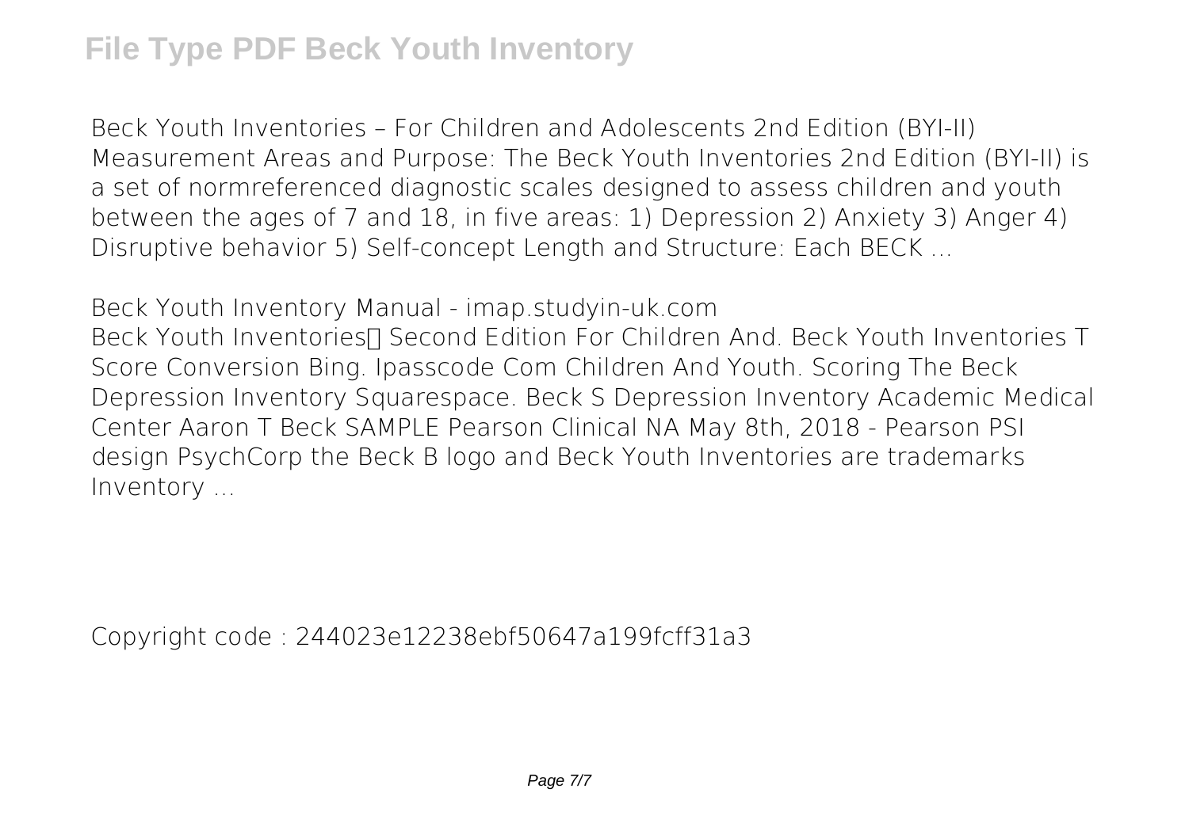Beck Youth Inventories – For Children and Adolescents 2nd Edition (BYI-II) Measurement Areas and Purpose: The Beck Youth Inventories 2nd Edition (BYI-II) is a set of normreferenced diagnostic scales designed to assess children and youth between the ages of 7 and 18, in five areas: 1) Depression 2) Anxiety 3) Anger 4) Disruptive behavior 5) Self-concept Length and Structure: Each BECK ...

Beck Youth Inventory Manual - imap.studyin-uk.com

Beck Youth Inventories Second Edition For Children And. Beck Youth Inventories T Score Conversion Bing. Ipasscode Com Children And Youth. Scoring The Beck Depression Inventory Squarespace. Beck S Depression Inventory Academic Medical Center Aaron T Beck SAMPLE Pearson Clinical NA May 8th, 2018 - Pearson PSI design PsychCorp the Beck B logo and Beck Youth Inventories are trademarks Inventory ...

Copyright code : 244023e12238ebf50647a199fcff31a3